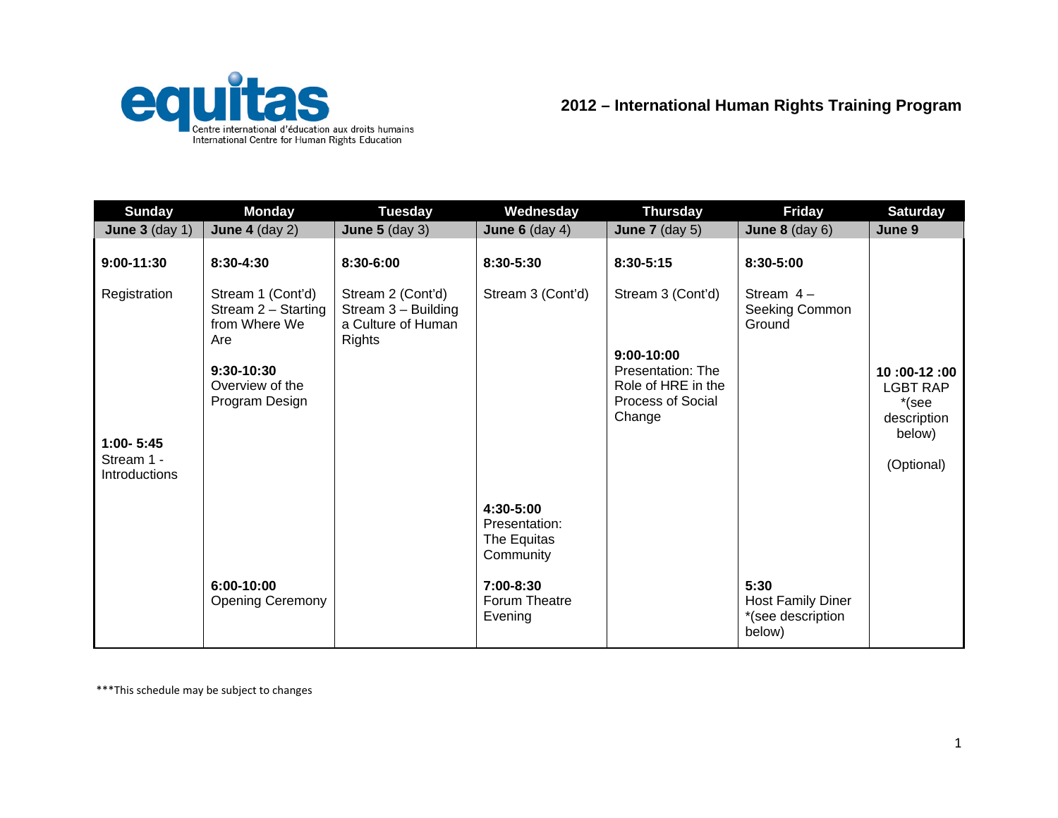equitas
Centre international d'éducation aux droits humains
International Centre for Human Rights Education

# 2012 – International Human Rights Training Program

| Sunday | Monday | Tuesday | Wednesday | Thursday | Friday | Saturday |
|---|---|---|---|---|---|---|
| **June 3** (day 1) | **June 4** (day 2) | **June 5** (day 3) | **June 6** (day 4) | **June 7** (day 5) | **June 8** (day 6) | **June 9** |
| **9:00-11:30**<br><br>Registration<br><br>**1:00- 5:45**<br>Stream 1 - Introductions | **8:30-4:30**<br><br>Stream 1 (Cont'd)<br>Stream 2 – Starting from Where We Are<br><br>**9:30-10:30**<br>Overview of the Program Design<br><br>**6:00-10:00**<br>Opening Ceremony | **8:30-6:00**<br><br>Stream 2 (Cont'd)<br>Stream 3 – Building a Culture of Human Rights | **8:30-5:30**<br><br>Stream 3 (Cont'd)<br><br>**4:30-5:00**<br>Presentation: The Equitas Community<br><br>**7:00-8:30**<br>Forum Theatre Evening | **8:30-5:15**<br><br>Stream 3 (Cont'd)<br><br>**9:00-10:00**<br>Presentation: The Role of HRE in the Process of Social Change | **8:30-5:00**<br><br>Stream 4 – Seeking Common Ground<br><br>**5:30**<br>Host Family Diner *(see description below) | **10 :00-12 :00**<br>LGBT RAP *(see description below)<br><br>(Optional) |

***This schedule may be subject to changes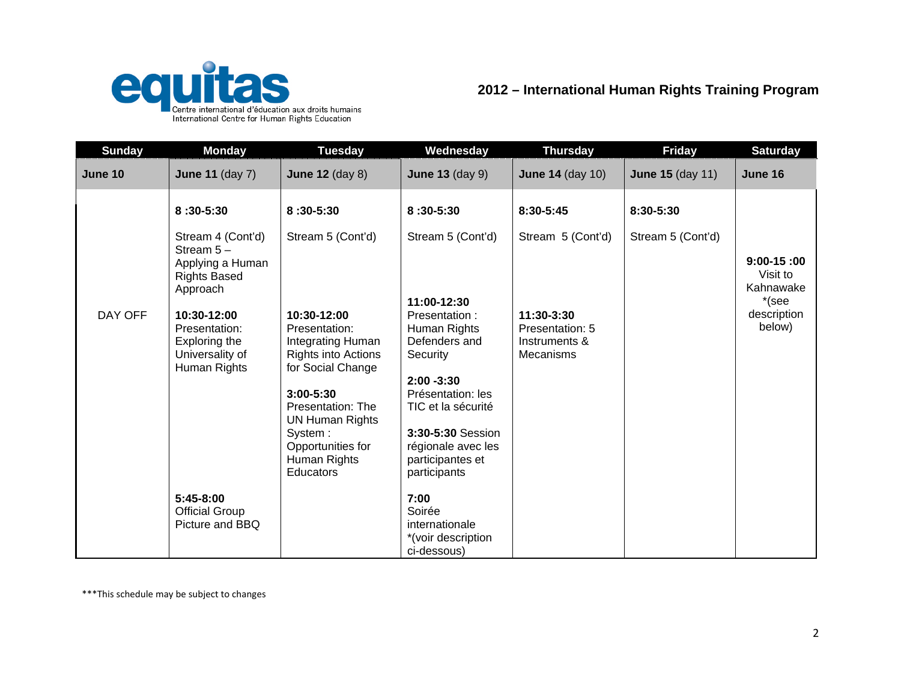equitas

Centre international d'éducation aux droits humains
International Centre for Human Rights Education

## 2012 – International Human Rights Training Program

| Sunday | Monday | Tuesday | Wednesday | Thursday | Friday | Saturday |
|---|---|---|---|---|---|---|
| **June 10** | **June 11** (day 7) | **June 12** (day 8) | **June 13** (day 9) | **June 14** (day 10) | **June 15** (day 11) | **June 16** |
| DAY OFF | **8 :30-5:30**<br>Stream 4 (Cont'd) Stream 5 – Applying a Human Rights Based Approach<br>**10:30-12:00** Presentation: Exploring the Universality of Human Rights<br>**5:45-8:00** Official Group Picture and BBQ | **8 :30-5:30**<br>Stream 5 (Cont'd)<br>**10:30-12:00** Presentation: Integrating Human Rights into Actions for Social Change<br>**3:00-5:30** Presentation: The UN Human Rights System : Opportunities for Human Rights Educators | **8 :30-5:30**<br>Stream 5 (Cont'd)<br>**11:00-12:30** Presentation : Human Rights Defenders and Security<br>**2:00 -3:30** Présentation: les TIC et la sécurité<br>**3:30-5:30** Session régionale avec les participantes et participants<br>**7:00** Soirée internationale *(voir description ci-dessous) | **8:30-5:45**<br>Stream 5 (Cont'd)<br>**11:30-3:30** Presentation: 5 Instruments & Mecanisms | **8:30-5:30**<br>Stream 5 (Cont'd) | **9:00-15 :00** Visit to Kahnawake *(see description below) |

***This schedule may be subject to changes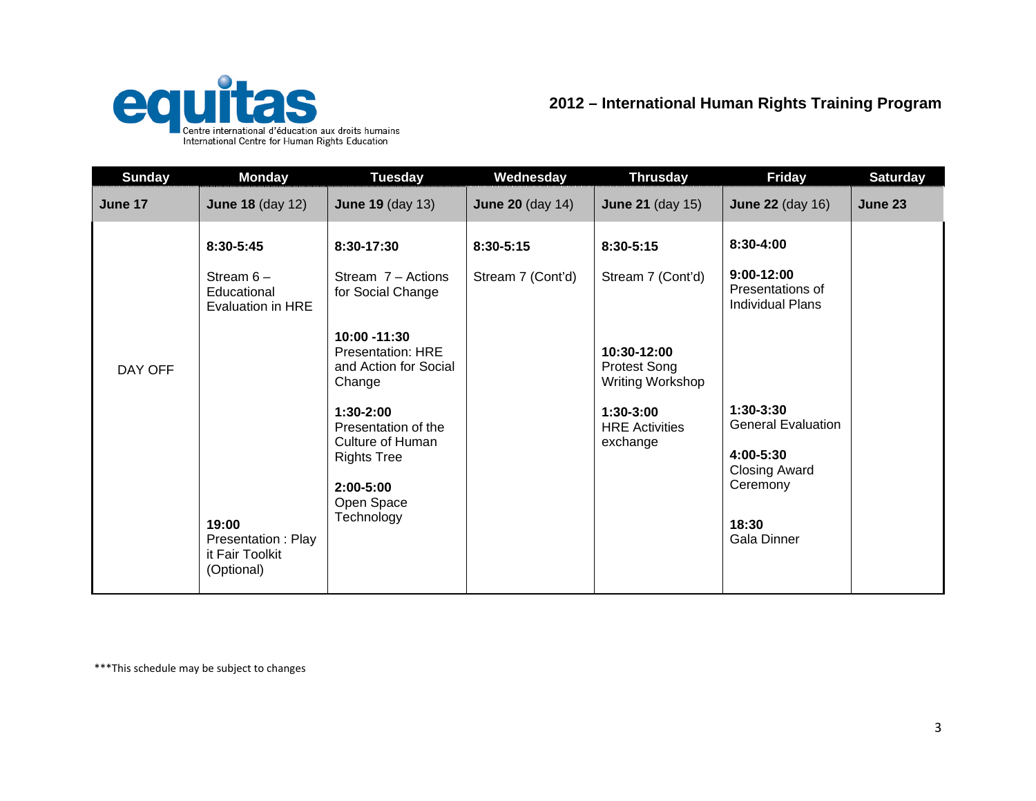equitas

Centre international d'éducation aux droits humains
International Centre for Human Rights Education

## 2012 – International Human Rights Training Program

| Sunday | Monday | Tuesday | Wednesday | Thrusday | Friday | Saturday |
|---|---|---|---|---|---|---|
| **June 17** | **June 18** (day 12) | **June 19** (day 13) | **June 20** (day 14) | **June 21** (day 15) | **June 22** (day 16) | **June 23** |
| DAY OFF | **8:30-5:45**<br><br>Stream 6 – Educational Evaluation in HRE<br><br>**19:00**<br>Presentation : Play it Fair Toolkit (Optional) | **8:30-17:30**<br><br>Stream 7 – Actions for Social Change<br><br>**10:00 -11:30**<br>Presentation: HRE and Action for Social Change<br><br>**1:30-2:00**<br>Presentation of the Culture of Human Rights Tree<br><br>**2:00-5:00**<br>Open Space Technology | **8:30-5:15**<br><br>Stream 7 (Cont'd) | **8:30-5:15**<br><br>Stream 7 (Cont'd)<br><br>**10:30-12:00**<br>Protest Song Writing Workshop<br><br>**1:30-3:00**<br>HRE Activities exchange | **8:30-4:00**<br><br>**9:00-12:00**<br>Presentations of Individual Plans<br><br>**1:30-3:30**<br>General Evaluation<br><br>**4:00-5:30**<br>Closing Award Ceremony<br><br>**18:30**<br>Gala Dinner | |

***This schedule may be subject to changes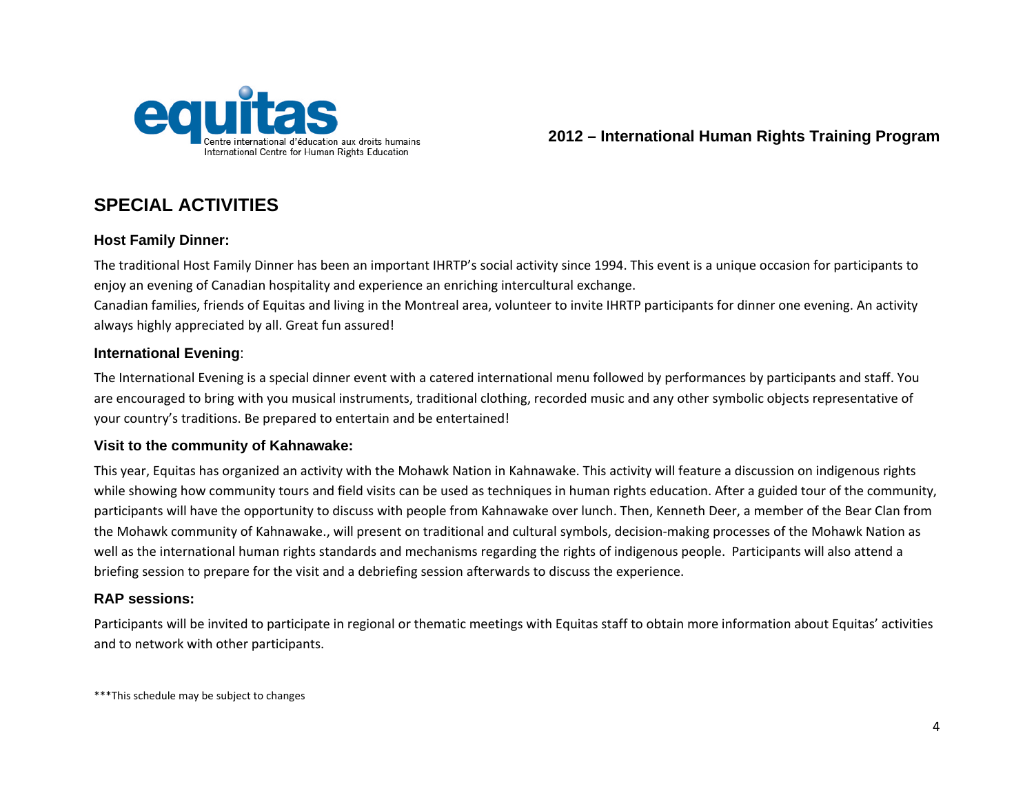# SPECIAL ACTIVITIES

### Host Family Dinner:

The traditional Host Family Dinner has been an important IHRTP's social activity since 1994. This event is a unique occasion for participants to enjoy an evening of Canadian hospitality and experience an enriching intercultural exchange.

Canadian families, friends of Equitas and living in the Montreal area, volunteer to invite IHRTP participants for dinner one evening. An activity always highly appreciated by all. Great fun assured!

### International Evening:

The International Evening is a special dinner event with a catered international menu followed by performances by participants and staff. You are encouraged to bring with you musical instruments, traditional clothing, recorded music and any other symbolic objects representative of your country's traditions. Be prepared to entertain and be entertained!

### Visit to the community of Kahnawake:

This year, Equitas has organized an activity with the Mohawk Nation in Kahnawake. This activity will feature a discussion on indigenous rights while showing how community tours and field visits can be used as techniques in human rights education. After a guided tour of the community, participants will have the opportunity to discuss with people from Kahnawake over lunch. Then, Kenneth Deer, a member of the Bear Clan from the Mohawk community of Kahnawake., will present on traditional and cultural symbols, decision-making processes of the Mohawk Nation as well as the international human rights standards and mechanisms regarding the rights of indigenous people. Participants will also attend a briefing session to prepare for the visit and a debriefing session afterwards to discuss the experience.

### RAP sessions:

Participants will be invited to participate in regional or thematic meetings with Equitas staff to obtain more information about Equitas' activities and to network with other participants.

***This schedule may be subject to changes